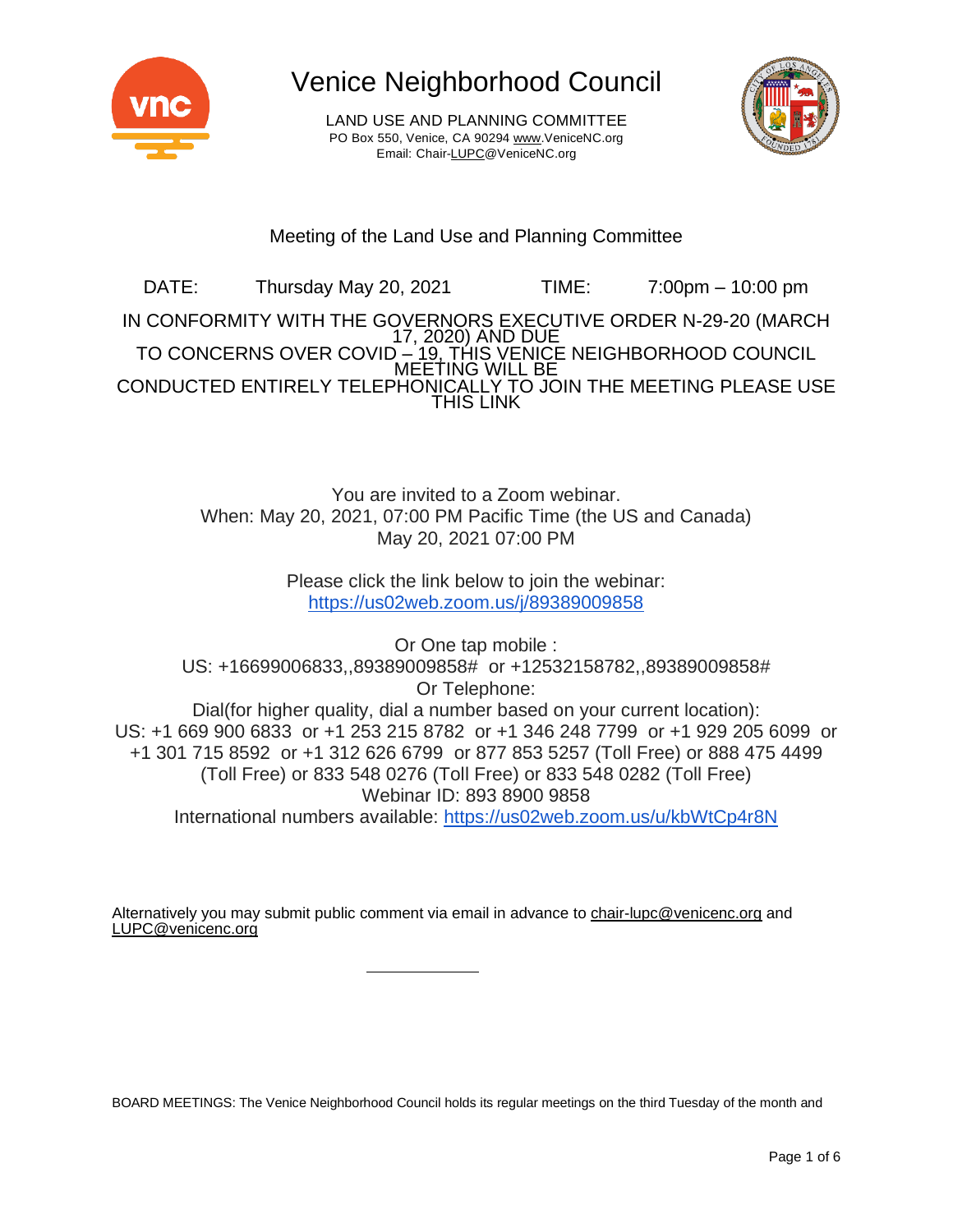# Venice Neighborhood Council

LAND USE AND PLANNING COMMITTEE
PO Box 550, Venice, CA 90294 www.VeniceNC.org
Email: Chair-LUPC@VeniceNC.org

## Meeting of the Land Use and Planning Committee

DATE: Thursday May 20, 2021 TIME: 7:00pm – 10:00 pm

IN CONFORMITY WITH THE GOVERNORS EXECUTIVE ORDER N-29-20 (MARCH 17, 2020) AND DUE TO CONCERNS OVER COVID – 19, THIS VENICE NEIGHBORHOOD COUNCIL MEETING WILL BE CONDUCTED ENTIRELY TELEPHONICALLY TO JOIN THE MEETING PLEASE USE THIS LINK

You are invited to a Zoom webinar.
When: May 20, 2021, 07:00 PM Pacific Time (the US and Canada)
May 20, 2021 07:00 PM

Please click the link below to join the webinar:
https://us02web.zoom.us/j/89389009858

Or One tap mobile :
US: +16699006833,,89389009858# or +12532158782,,89389009858#
Or Telephone:
Dial(for higher quality, dial a number based on your current location):
US: +1 669 900 6833 or +1 253 215 8782 or +1 346 248 7799 or +1 929 205 6099 or +1 301 715 8592 or +1 312 626 6799 or 877 853 5257 (Toll Free) or 888 475 4499 (Toll Free) or 833 548 0276 (Toll Free) or 833 548 0282 (Toll Free)
Webinar ID: 893 8900 9858
International numbers available: https://us02web.zoom.us/u/kbWtCp4r8N

Alternatively you may submit public comment via email in advance to chair-lupc@venicenc.org and LUPC@venicenc.org

BOARD MEETINGS: The Venice Neighborhood Council holds its regular meetings on the third Tuesday of the month and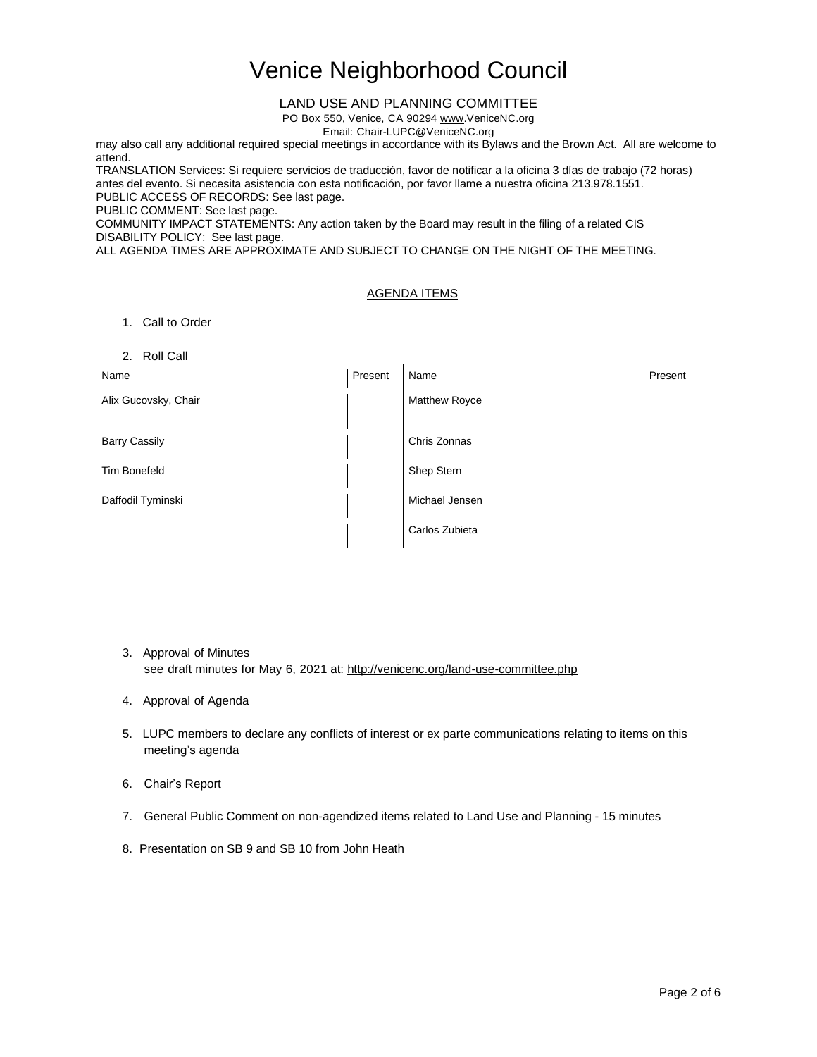# Venice Neighborhood Council

LAND USE AND PLANNING COMMITTEE

PO Box 550, Venice, CA 90294 www.VeniceNC.org

Email: Chair-LUPC@VeniceNC.org

may also call any additional required special meetings in accordance with its Bylaws and the Brown Act. All are welcome to attend.

TRANSLATION Services: Si requiere servicios de traducción, favor de notificar a la oficina 3 días de trabajo (72 horas) antes del evento. Si necesita asistencia con esta notificación, por favor llame a nuestra oficina 213.978.1551.

PUBLIC ACCESS OF RECORDS: See last page.

PUBLIC COMMENT: See last page.

COMMUNITY IMPACT STATEMENTS: Any action taken by the Board may result in the filing of a related CIS

DISABILITY POLICY: See last page.

ALL AGENDA TIMES ARE APPROXIMATE AND SUBJECT TO CHANGE ON THE NIGHT OF THE MEETING.

## AGENDA ITEMS

1. Call to Order

2. Roll Call

| Name | Present | Name | Present |
|---|---|---|---|
| Alix Gucovsky, Chair | | Matthew Royce | |
| Barry Cassily | | Chris Zonnas | |
| Tim Bonefeld | | Shep Stern | |
| Daffodil Tyminski | | Michael Jensen | |
| | | Carlos Zubieta | |

3. Approval of Minutes
   see draft minutes for May 6, 2021 at: http://venicenc.org/land-use-committee.php

4. Approval of Agenda

5. LUPC members to declare any conflicts of interest or ex parte communications relating to items on this meeting's agenda

6. Chair's Report

7. General Public Comment on non-agendized items related to Land Use and Planning - 15 minutes

8. Presentation on SB 9 and SB 10 from John Heath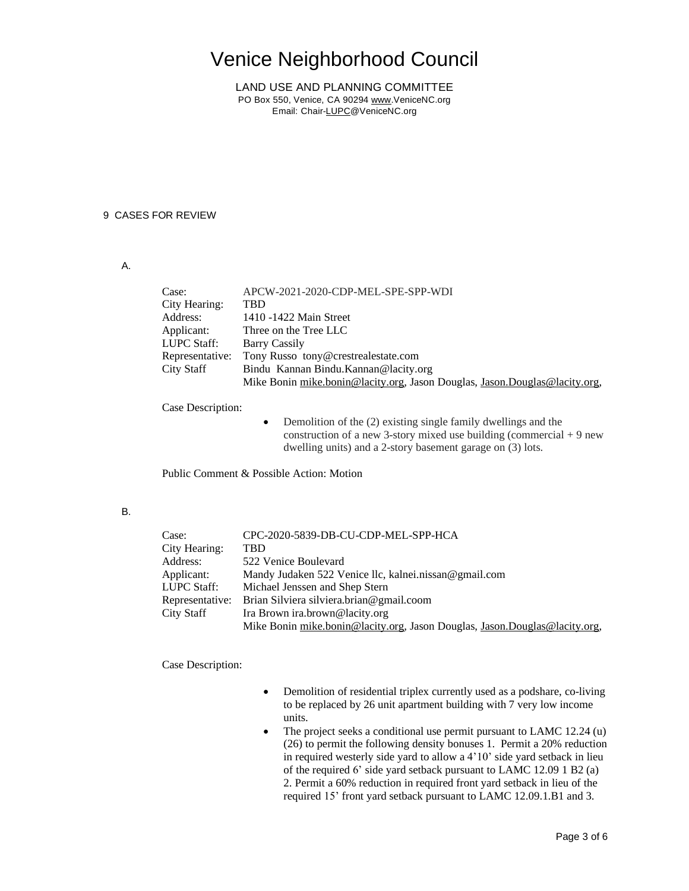# Venice Neighborhood Council

LAND USE AND PLANNING COMMITTEE
PO Box 550, Venice, CA 90294 www.VeniceNC.org
Email: Chair-LUPC@VeniceNC.org

9 CASES FOR REVIEW

A.

| | |
|---|---|
| Case: | APCW-2021-2020-CDP-MEL-SPE-SPP-WDI |
| City Hearing: | TBD |
| Address: | 1410 -1422 Main Street |
| Applicant: | Three on the Tree LLC |
| LUPC Staff: | Barry Cassily |
| Representative: | Tony Russo tony@crestrealestate.com |
| City Staff | Bindu Kannan Bindu.Kannan@lacity.org |
| | Mike Bonin mike.bonin@lacity.org, Jason Douglas, Jason.Douglas@lacity.org, |

Case Description:

- Demolition of the (2) existing single family dwellings and the construction of a new 3-story mixed use building (commercial + 9 new dwelling units) and a 2-story basement garage on (3) lots.

Public Comment & Possible Action: Motion

B.

| | |
|---|---|
| Case: | CPC-2020-5839-DB-CU-CDP-MEL-SPP-HCA |
| City Hearing: | TBD |
| Address: | 522 Venice Boulevard |
| Applicant: | Mandy Judaken 522 Venice llc, kalnei.nissan@gmail.com |
| LUPC Staff: | Michael Jenssen and Shep Stern |
| Representative: | Brian Silviera silviera.brian@gmail.coom |
| City Staff | Ira Brown ira.brown@lacity.org |
| | Mike Bonin mike.bonin@lacity.org, Jason Douglas, Jason.Douglas@lacity.org, |

Case Description:

- Demolition of residential triplex currently used as a podshare, co-living to be replaced by 26 unit apartment building with 7 very low income units.
- The project seeks a conditional use permit pursuant to LAMC 12.24 (u) (26) to permit the following density bonuses 1. Permit a 20% reduction in required westerly side yard to allow a 4'10' side yard setback in lieu of the required 6' side yard setback pursuant to LAMC 12.09 1 B2 (a) 2. Permit a 60% reduction in required front yard setback in lieu of the required 15' front yard setback pursuant to LAMC 12.09.1.B1 and 3.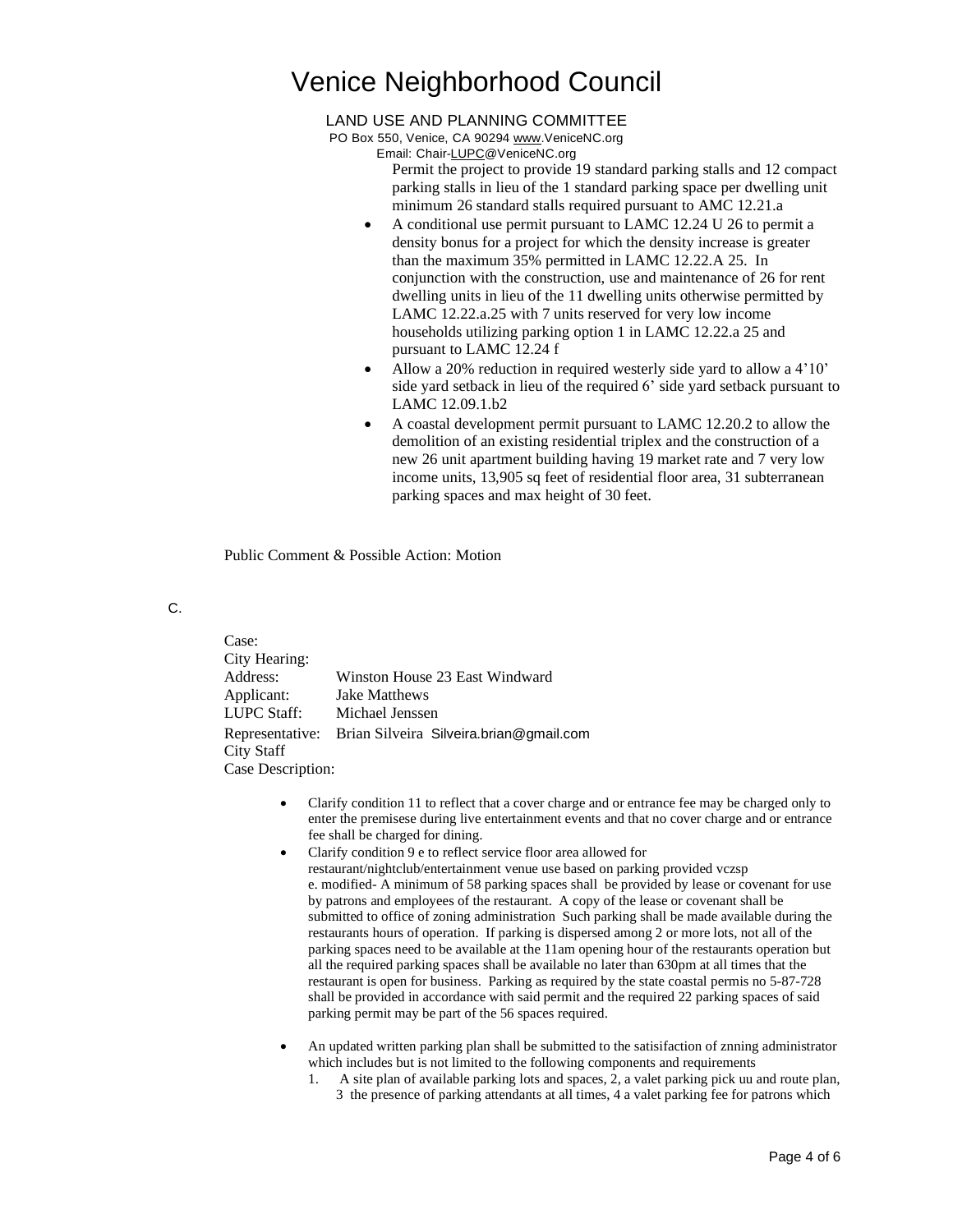# Venice Neighborhood Council

LAND USE AND PLANNING COMMITTEE
PO Box 550, Venice, CA 90294 www.VeniceNC.org
Email: Chair-LUPC@VeniceNC.org

Permit the project to provide 19 standard parking stalls and 12 compact parking stalls in lieu of the 1 standard parking space per dwelling unit minimum 26 standard stalls required pursuant to AMC 12.21.a

- A conditional use permit pursuant to LAMC 12.24 U 26 to permit a density bonus for a project for which the density increase is greater than the maximum 35% permitted in LAMC 12.22.A 25. In conjunction with the construction, use and maintenance of 26 for rent dwelling units in lieu of the 11 dwelling units otherwise permitted by LAMC 12.22.a.25 with 7 units reserved for very low income households utilizing parking option 1 in LAMC 12.22.a 25 and pursuant to LAMC 12.24 f
- Allow a 20% reduction in required westerly side yard to allow a 4'10' side yard setback in lieu of the required 6' side yard setback pursuant to LAMC 12.09.1.b2
- A coastal development permit pursuant to LAMC 12.20.2 to allow the demolition of an existing residential triplex and the construction of a new 26 unit apartment building having 19 market rate and 7 very low income units, 13,905 sq feet of residential floor area, 31 subterranean parking spaces and max height of 30 feet.

Public Comment & Possible Action: Motion

C.

Case:
City Hearing:
Address: Winston House 23 East Windward
Applicant: Jake Matthews
LUPC Staff: Michael Jenssen
Representative: Brian Silveira Silveira.brian@gmail.com
City Staff
Case Description:

- Clarify condition 11 to reflect that a cover charge and or entrance fee may be charged only to enter the premisese during live entertainment events and that no cover charge and or entrance fee shall be charged for dining.
- Clarify condition 9 e to reflect service floor area allowed for restaurant/nightclub/entertainment venue use based on parking provided vczsp
  e. modified- A minimum of 58 parking spaces shall be provided by lease or covenant for use by patrons and employees of the restaurant. A copy of the lease or covenant shall be submitted to office of zoning administration Such parking shall be made available during the restaurants hours of operation. If parking is dispersed among 2 or more lots, not all of the parking spaces need to be available at the 11am opening hour of the restaurants operation but all the required parking spaces shall be available no later than 630pm at all times that the restaurant is open for business. Parking as required by the state coastal permis no 5-87-728 shall be provided in accordance with said permit and the required 22 parking spaces of said parking permit may be part of the 56 spaces required.

- An updated written parking plan shall be submitted to the satisifaction of znning administrator which includes but is not limited to the following components and requirements
  1. A site plan of available parking lots and spaces, 2, a valet parking pick uu and route plan, 3 the presence of parking attendants at all times, 4 a valet parking fee for patrons which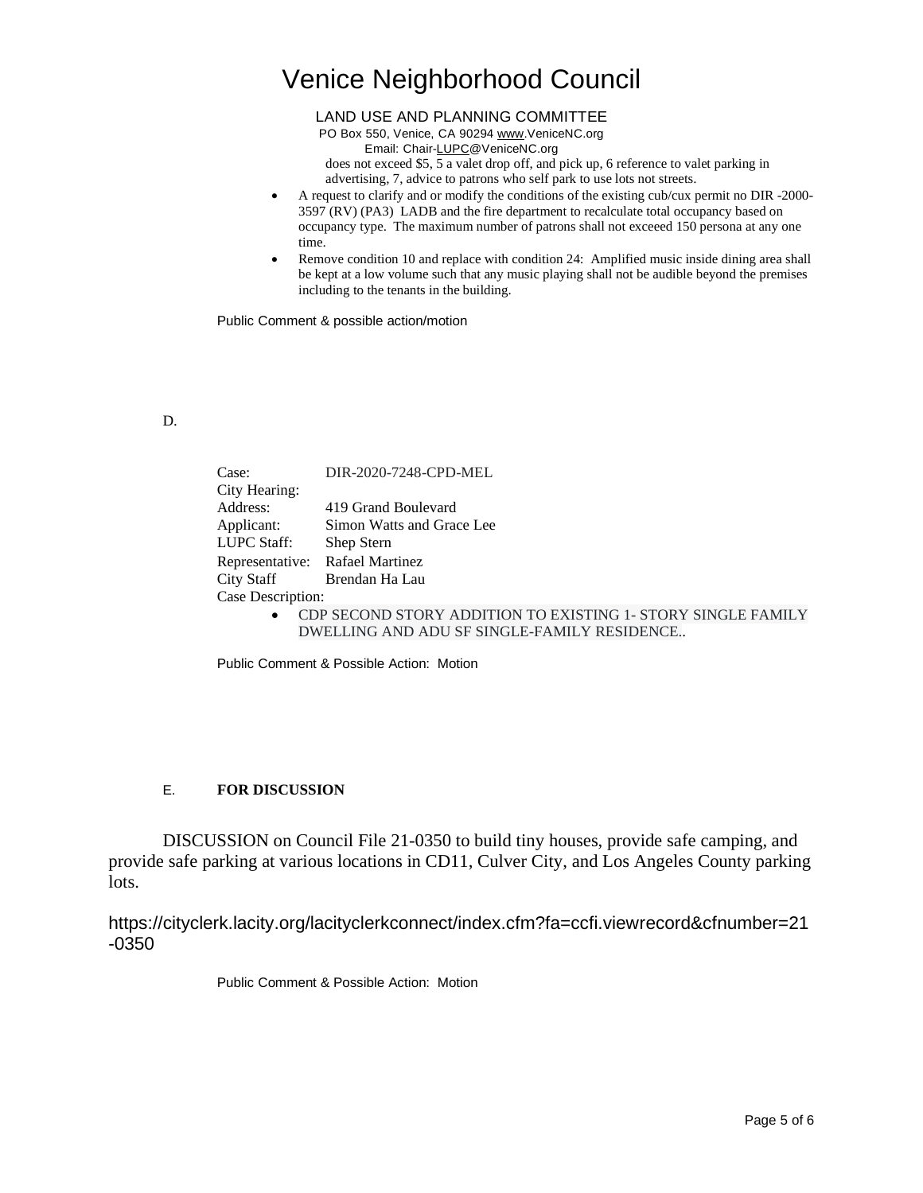does not exceed $5, 5 a valet drop off, and pick up, 6 reference to valet parking in advertising, 7, advice to patrons who self park to use lots not streets.

- A request to clarify and or modify the conditions of the existing cub/cux permit no DIR -2000-3597 (RV) (PA3) LADB and the fire department to recalculate total occupancy based on occupancy type. The maximum number of patrons shall not exceeed 150 persona at any one time.
- Remove condition 10 and replace with condition 24: Amplified music inside dining area shall be kept at a low volume such that any music playing shall not be audible beyond the premises including to the tenants in the building.

Public Comment & possible action/motion

D.

Case: DIR-2020-7248-CPD-MEL
City Hearing:
Address: 419 Grand Boulevard
Applicant: Simon Watts and Grace Lee
LUPC Staff: Shep Stern
Representative: Rafael Martinez
City Staff Brendan Ha Lau
Case Description:

- CDP SECOND STORY ADDITION TO EXISTING 1- STORY SINGLE FAMILY DWELLING AND ADU SF SINGLE-FAMILY RESIDENCE..

Public Comment & Possible Action: Motion

E. **FOR DISCUSSION**

DISCUSSION on Council File 21-0350 to build tiny houses, provide safe camping, and provide safe parking at various locations in CD11, Culver City, and Los Angeles County parking lots.

https://cityclerk.lacity.org/lacityclerkconnect/index.cfm?fa=ccfi.viewrecord&cfnumber=21-0350

Public Comment & Possible Action: Motion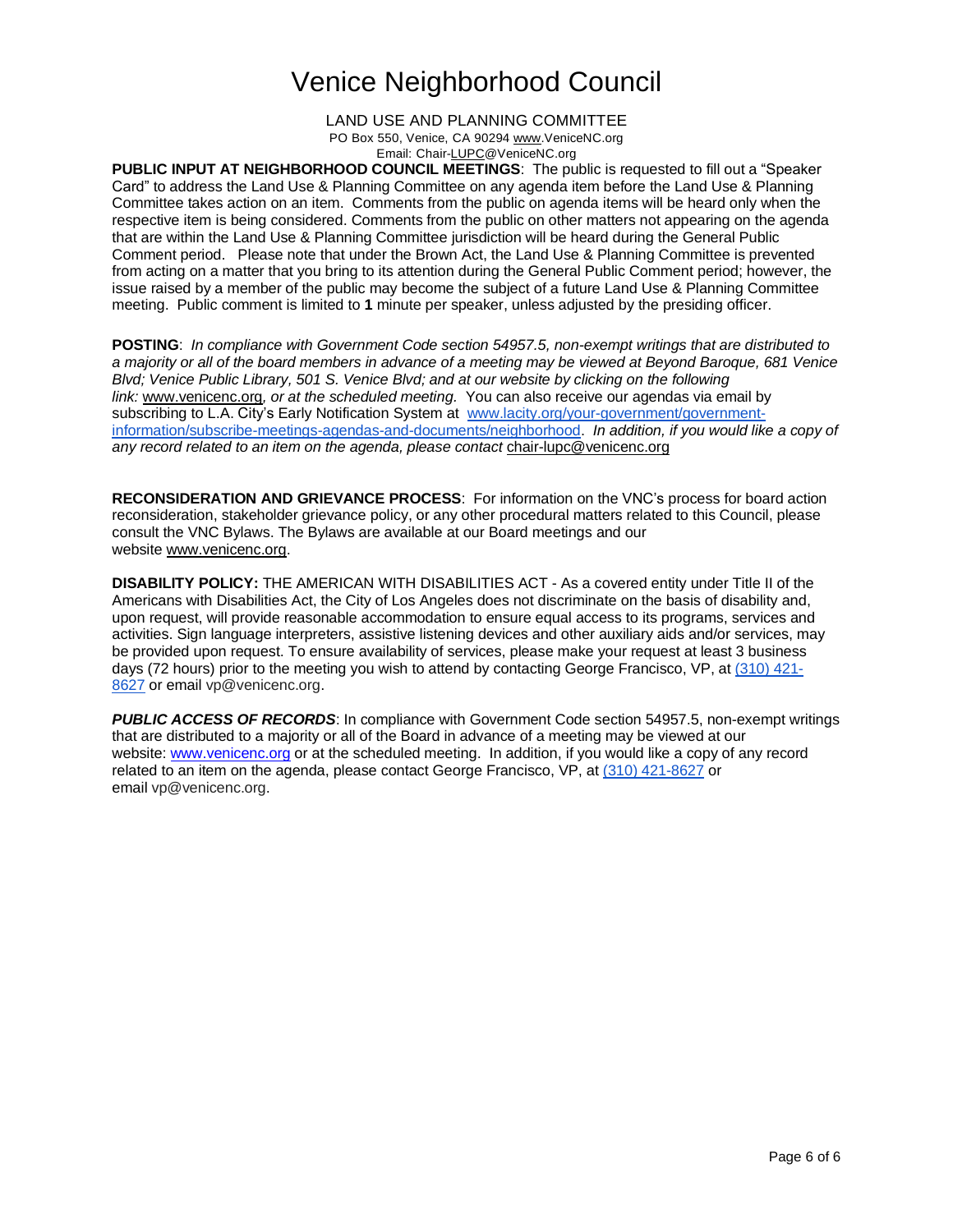# Venice Neighborhood Council

LAND USE AND PLANNING COMMITTEE

PO Box 550, Venice, CA 90294 www.VeniceNC.org

Email: Chair-LUPC@VeniceNC.org

**PUBLIC INPUT AT NEIGHBORHOOD COUNCIL MEETINGS**: The public is requested to fill out a "Speaker Card" to address the Land Use & Planning Committee on any agenda item before the Land Use & Planning Committee takes action on an item. Comments from the public on agenda items will be heard only when the respective item is being considered. Comments from the public on other matters not appearing on the agenda that are within the Land Use & Planning Committee jurisdiction will be heard during the General Public Comment period. Please note that under the Brown Act, the Land Use & Planning Committee is prevented from acting on a matter that you bring to its attention during the General Public Comment period; however, the issue raised by a member of the public may become the subject of a future Land Use & Planning Committee meeting. Public comment is limited to **1** minute per speaker, unless adjusted by the presiding officer.

**POSTING**: *In compliance with Government Code section 54957.5, non-exempt writings that are distributed to a majority or all of the board members in advance of a meeting may be viewed at Beyond Baroque, 681 Venice Blvd; Venice Public Library, 501 S. Venice Blvd; and at our website by clicking on the following link:* www.venicenc.org*, or at the scheduled meeting.* You can also receive our agendas via email by subscribing to L.A. City's Early Notification System at www.lacity.org/your-government/government-information/subscribe-meetings-agendas-and-documents/neighborhood. *In addition, if you would like a copy of any record related to an item on the agenda, please contact* chair-lupc@venicenc.org

**RECONSIDERATION AND GRIEVANCE PROCESS**: For information on the VNC's process for board action reconsideration, stakeholder grievance policy, or any other procedural matters related to this Council, please consult the VNC Bylaws. The Bylaws are available at our Board meetings and our website www.venicenc.org.

**DISABILITY POLICY:** THE AMERICAN WITH DISABILITIES ACT - As a covered entity under Title II of the Americans with Disabilities Act, the City of Los Angeles does not discriminate on the basis of disability and, upon request, will provide reasonable accommodation to ensure equal access to its programs, services and activities. Sign language interpreters, assistive listening devices and other auxiliary aids and/or services, may be provided upon request. To ensure availability of services, please make your request at least 3 business days (72 hours) prior to the meeting you wish to attend by contacting George Francisco, VP, at (310) 421-8627 or email vp@venicenc.org.

***PUBLIC ACCESS OF RECORDS***: In compliance with Government Code section 54957.5, non-exempt writings that are distributed to a majority or all of the Board in advance of a meeting may be viewed at our website: www.venicenc.org or at the scheduled meeting. In addition, if you would like a copy of any record related to an item on the agenda, please contact George Francisco, VP, at (310) 421-8627 or email vp@venicenc.org.